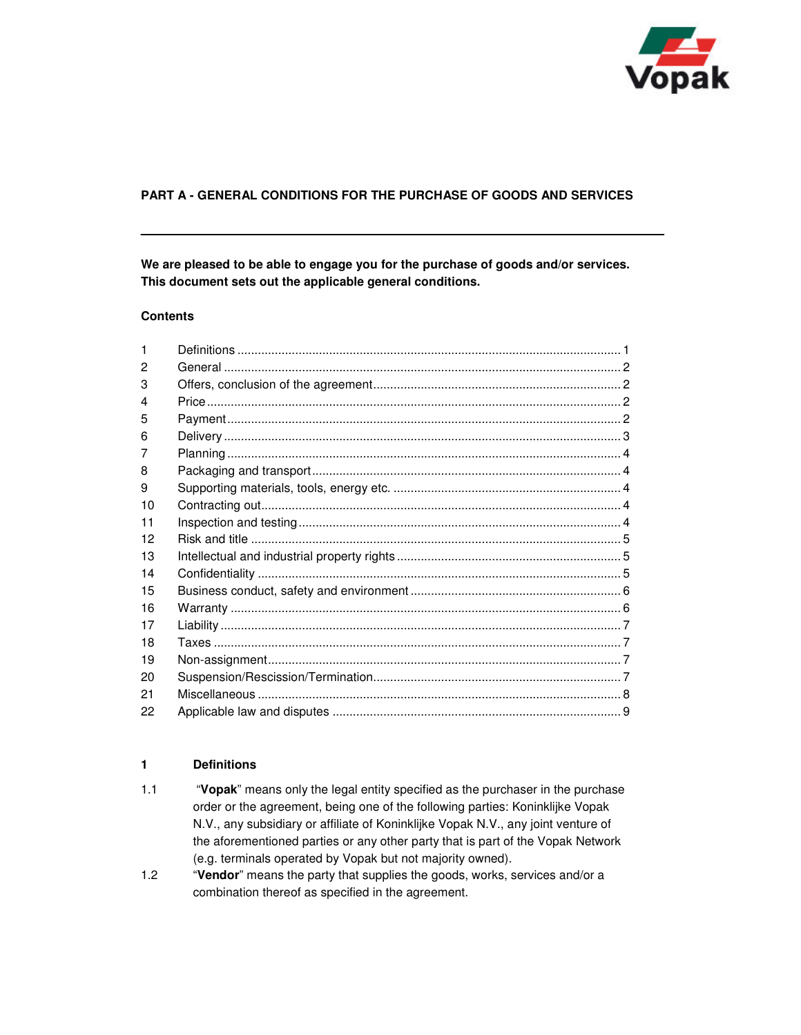# PART A - GENERAL CONDITIONS FOR THE PURCHASE OF GOODS AND SERVICES

---

**We are pleased to be able to engage you for the purchase of goods and/or services. This document sets out the applicable general conditions.**

**Contents**

| | | |
|---|---|---|
| 1 | Definitions | 1 |
| 2 | General | 2 |
| 3 | Offers, conclusion of the agreement | 2 |
| 4 | Price | 2 |
| 5 | Payment | 2 |
| 6 | Delivery | 3 |
| 7 | Planning | 4 |
| 8 | Packaging and transport | 4 |
| 9 | Supporting materials, tools, energy etc. | 4 |
| 10 | Contracting out | 4 |
| 11 | Inspection and testing | 4 |
| 12 | Risk and title | 5 |
| 13 | Intellectual and industrial property rights | 5 |
| 14 | Confidentiality | 5 |
| 15 | Business conduct, safety and environment | 6 |
| 16 | Warranty | 6 |
| 17 | Liability | 7 |
| 18 | Taxes | 7 |
| 19 | Non-assignment | 7 |
| 20 | Suspension/Rescission/Termination | 7 |
| 21 | Miscellaneous | 8 |
| 22 | Applicable law and disputes | 9 |

## 1 Definitions

1.1 "**Vopak**" means only the legal entity specified as the purchaser in the purchase order or the agreement, being one of the following parties: Koninklijke Vopak N.V., any subsidiary or affiliate of Koninklijke Vopak N.V., any joint venture of the aforementioned parties or any other party that is part of the Vopak Network (e.g. terminals operated by Vopak but not majority owned).

1.2 "**Vendor**" means the party that supplies the goods, works, services and/or a combination thereof as specified in the agreement.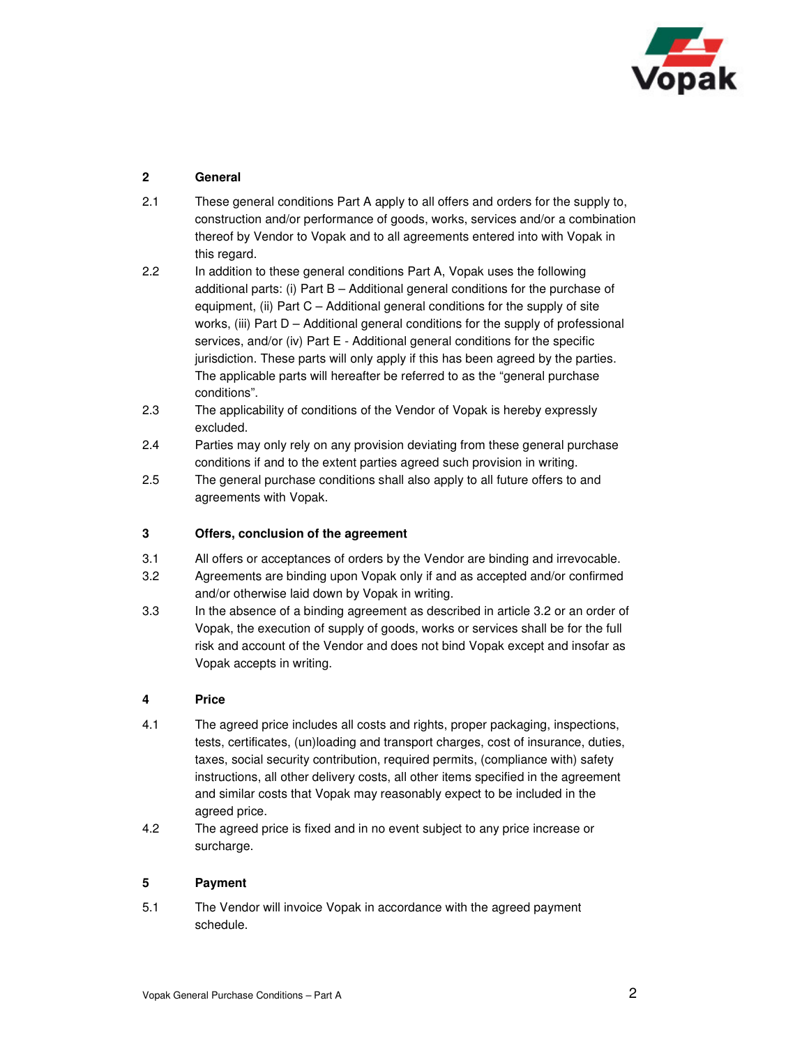## 2 General

2.1 These general conditions Part A apply to all offers and orders for the supply to, construction and/or performance of goods, works, services and/or a combination thereof by Vendor to Vopak and to all agreements entered into with Vopak in this regard.

2.2 In addition to these general conditions Part A, Vopak uses the following additional parts: (i) Part B – Additional general conditions for the purchase of equipment, (ii) Part C – Additional general conditions for the supply of site works, (iii) Part D – Additional general conditions for the supply of professional services, and/or (iv) Part E - Additional general conditions for the specific jurisdiction. These parts will only apply if this has been agreed by the parties. The applicable parts will hereafter be referred to as the "general purchase conditions".

2.3 The applicability of conditions of the Vendor of Vopak is hereby expressly excluded.

2.4 Parties may only rely on any provision deviating from these general purchase conditions if and to the extent parties agreed such provision in writing.

2.5 The general purchase conditions shall also apply to all future offers to and agreements with Vopak.

## 3 Offers, conclusion of the agreement

3.1 All offers or acceptances of orders by the Vendor are binding and irrevocable.

3.2 Agreements are binding upon Vopak only if and as accepted and/or confirmed and/or otherwise laid down by Vopak in writing.

3.3 In the absence of a binding agreement as described in article 3.2 or an order of Vopak, the execution of supply of goods, works or services shall be for the full risk and account of the Vendor and does not bind Vopak except and insofar as Vopak accepts in writing.

## 4 Price

4.1 The agreed price includes all costs and rights, proper packaging, inspections, tests, certificates, (un)loading and transport charges, cost of insurance, duties, taxes, social security contribution, required permits, (compliance with) safety instructions, all other delivery costs, all other items specified in the agreement and similar costs that Vopak may reasonably expect to be included in the agreed price.

4.2 The agreed price is fixed and in no event subject to any price increase or surcharge.

## 5 Payment

5.1 The Vendor will invoice Vopak in accordance with the agreed payment schedule.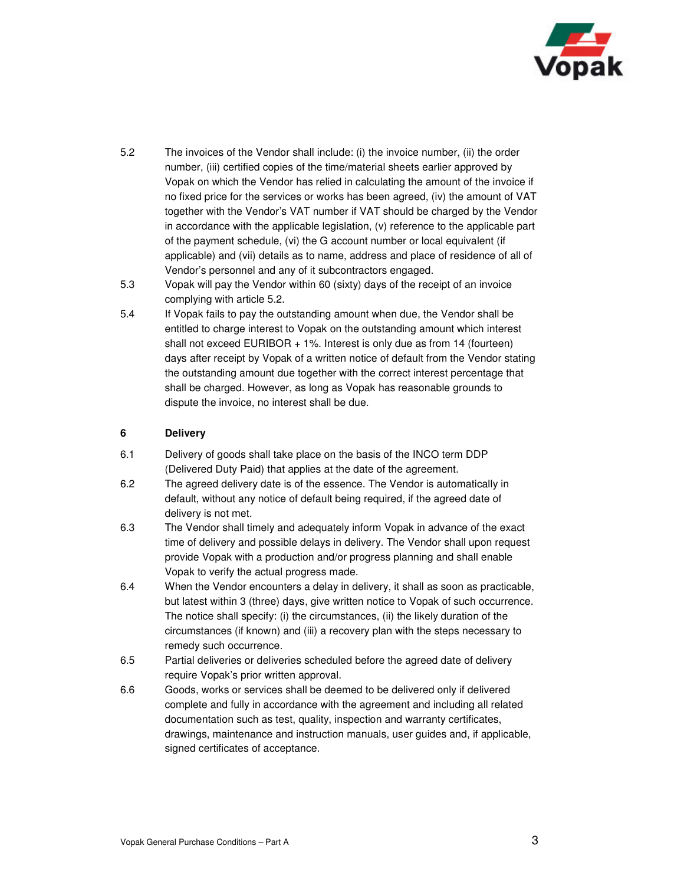5.2 The invoices of the Vendor shall include: (i) the invoice number, (ii) the order number, (iii) certified copies of the time/material sheets earlier approved by Vopak on which the Vendor has relied in calculating the amount of the invoice if no fixed price for the services or works has been agreed, (iv) the amount of VAT together with the Vendor's VAT number if VAT should be charged by the Vendor in accordance with the applicable legislation, (v) reference to the applicable part of the payment schedule, (vi) the G account number or local equivalent (if applicable) and (vii) details as to name, address and place of residence of all of Vendor's personnel and any of it subcontractors engaged.

5.3 Vopak will pay the Vendor within 60 (sixty) days of the receipt of an invoice complying with article 5.2.

5.4 If Vopak fails to pay the outstanding amount when due, the Vendor shall be entitled to charge interest to Vopak on the outstanding amount which interest shall not exceed EURIBOR + 1%. Interest is only due as from 14 (fourteen) days after receipt by Vopak of a written notice of default from the Vendor stating the outstanding amount due together with the correct interest percentage that shall be charged. However, as long as Vopak has reasonable grounds to dispute the invoice, no interest shall be due.

## 6 Delivery

6.1 Delivery of goods shall take place on the basis of the INCO term DDP (Delivered Duty Paid) that applies at the date of the agreement.

6.2 The agreed delivery date is of the essence. The Vendor is automatically in default, without any notice of default being required, if the agreed date of delivery is not met.

6.3 The Vendor shall timely and adequately inform Vopak in advance of the exact time of delivery and possible delays in delivery. The Vendor shall upon request provide Vopak with a production and/or progress planning and shall enable Vopak to verify the actual progress made.

6.4 When the Vendor encounters a delay in delivery, it shall as soon as practicable, but latest within 3 (three) days, give written notice to Vopak of such occurrence. The notice shall specify: (i) the circumstances, (ii) the likely duration of the circumstances (if known) and (iii) a recovery plan with the steps necessary to remedy such occurrence.

6.5 Partial deliveries or deliveries scheduled before the agreed date of delivery require Vopak's prior written approval.

6.6 Goods, works or services shall be deemed to be delivered only if delivered complete and fully in accordance with the agreement and including all related documentation such as test, quality, inspection and warranty certificates, drawings, maintenance and instruction manuals, user guides and, if applicable, signed certificates of acceptance.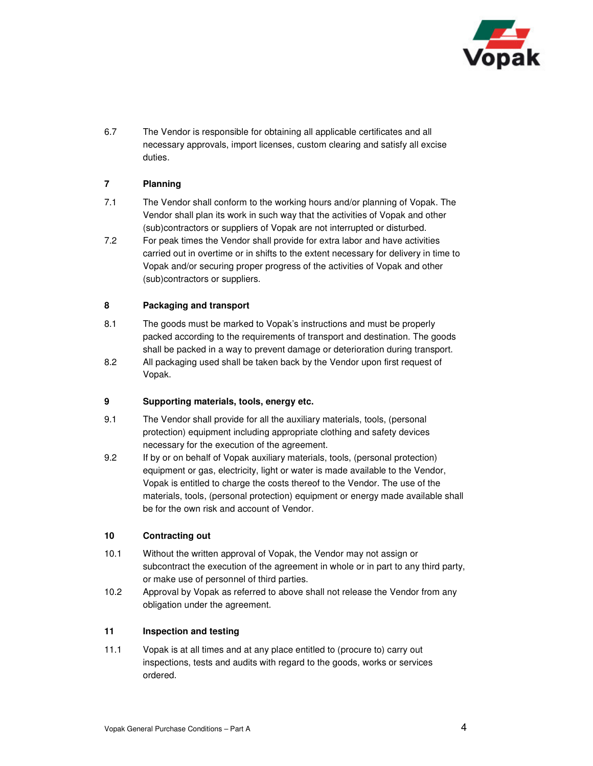6.7 The Vendor is responsible for obtaining all applicable certificates and all necessary approvals, import licenses, custom clearing and satisfy all excise duties.

## 7 Planning

7.1 The Vendor shall conform to the working hours and/or planning of Vopak. The Vendor shall plan its work in such way that the activities of Vopak and other (sub)contractors or suppliers of Vopak are not interrupted or disturbed.

7.2 For peak times the Vendor shall provide for extra labor and have activities carried out in overtime or in shifts to the extent necessary for delivery in time to Vopak and/or securing proper progress of the activities of Vopak and other (sub)contractors or suppliers.

## 8 Packaging and transport

8.1 The goods must be marked to Vopak's instructions and must be properly packed according to the requirements of transport and destination. The goods shall be packed in a way to prevent damage or deterioration during transport.

8.2 All packaging used shall be taken back by the Vendor upon first request of Vopak.

## 9 Supporting materials, tools, energy etc.

9.1 The Vendor shall provide for all the auxiliary materials, tools, (personal protection) equipment including appropriate clothing and safety devices necessary for the execution of the agreement.

9.2 If by or on behalf of Vopak auxiliary materials, tools, (personal protection) equipment or gas, electricity, light or water is made available to the Vendor, Vopak is entitled to charge the costs thereof to the Vendor. The use of the materials, tools, (personal protection) equipment or energy made available shall be for the own risk and account of Vendor.

## 10 Contracting out

10.1 Without the written approval of Vopak, the Vendor may not assign or subcontract the execution of the agreement in whole or in part to any third party, or make use of personnel of third parties.

10.2 Approval by Vopak as referred to above shall not release the Vendor from any obligation under the agreement.

## 11 Inspection and testing

11.1 Vopak is at all times and at any place entitled to (procure to) carry out inspections, tests and audits with regard to the goods, works or services ordered.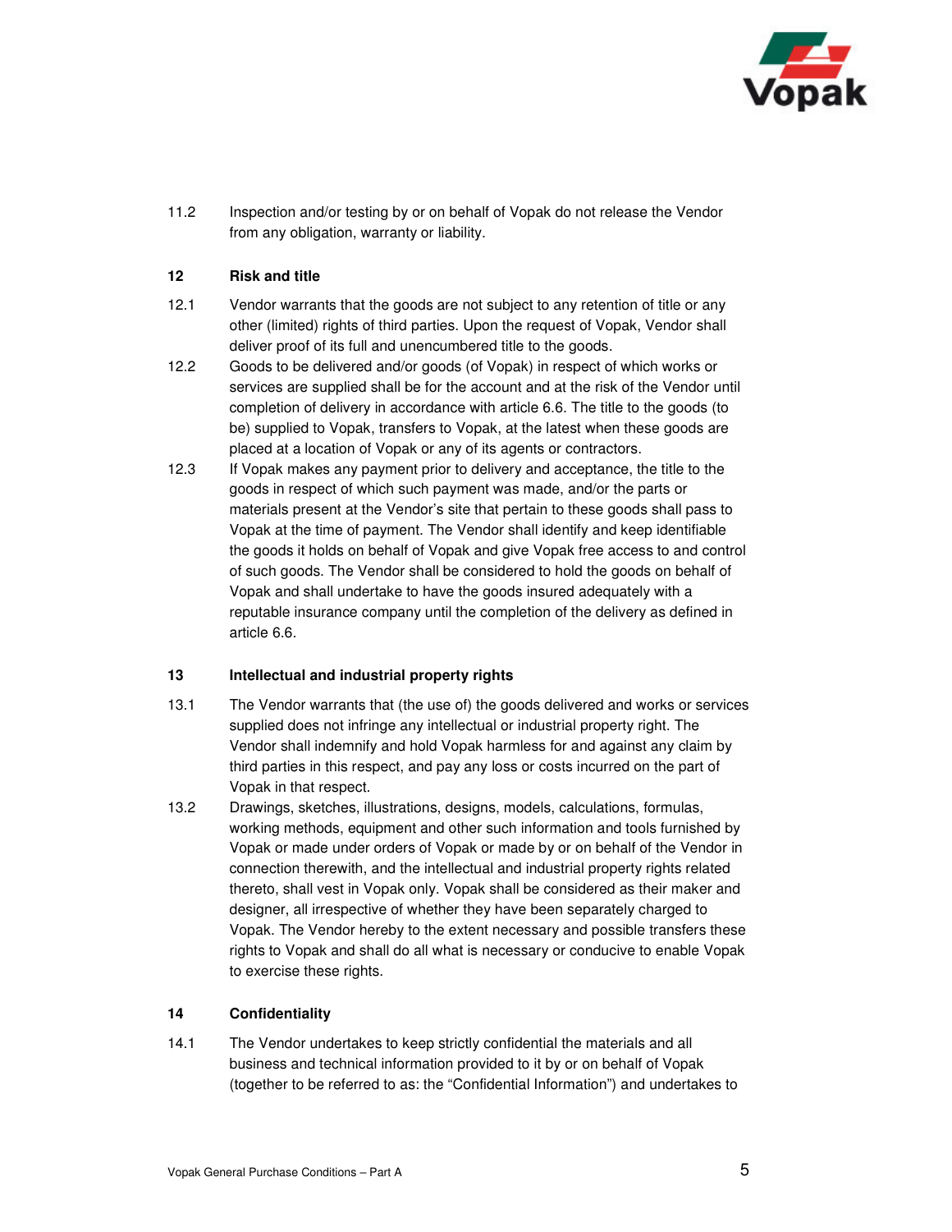11.2 Inspection and/or testing by or on behalf of Vopak do not release the Vendor from any obligation, warranty or liability.

## 12 Risk and title

12.1 Vendor warrants that the goods are not subject to any retention of title or any other (limited) rights of third parties. Upon the request of Vopak, Vendor shall deliver proof of its full and unencumbered title to the goods.

12.2 Goods to be delivered and/or goods (of Vopak) in respect of which works or services are supplied shall be for the account and at the risk of the Vendor until completion of delivery in accordance with article 6.6. The title to the goods (to be) supplied to Vopak, transfers to Vopak, at the latest when these goods are placed at a location of Vopak or any of its agents or contractors.

12.3 If Vopak makes any payment prior to delivery and acceptance, the title to the goods in respect of which such payment was made, and/or the parts or materials present at the Vendor's site that pertain to these goods shall pass to Vopak at the time of payment. The Vendor shall identify and keep identifiable the goods it holds on behalf of Vopak and give Vopak free access to and control of such goods. The Vendor shall be considered to hold the goods on behalf of Vopak and shall undertake to have the goods insured adequately with a reputable insurance company until the completion of the delivery as defined in article 6.6.

## 13 Intellectual and industrial property rights

13.1 The Vendor warrants that (the use of) the goods delivered and works or services supplied does not infringe any intellectual or industrial property right. The Vendor shall indemnify and hold Vopak harmless for and against any claim by third parties in this respect, and pay any loss or costs incurred on the part of Vopak in that respect.

13.2 Drawings, sketches, illustrations, designs, models, calculations, formulas, working methods, equipment and other such information and tools furnished by Vopak or made under orders of Vopak or made by or on behalf of the Vendor in connection therewith, and the intellectual and industrial property rights related thereto, shall vest in Vopak only. Vopak shall be considered as their maker and designer, all irrespective of whether they have been separately charged to Vopak. The Vendor hereby to the extent necessary and possible transfers these rights to Vopak and shall do all what is necessary or conducive to enable Vopak to exercise these rights.

## 14 Confidentiality

14.1 The Vendor undertakes to keep strictly confidential the materials and all business and technical information provided to it by or on behalf of Vopak (together to be referred to as: the "Confidential Information") and undertakes to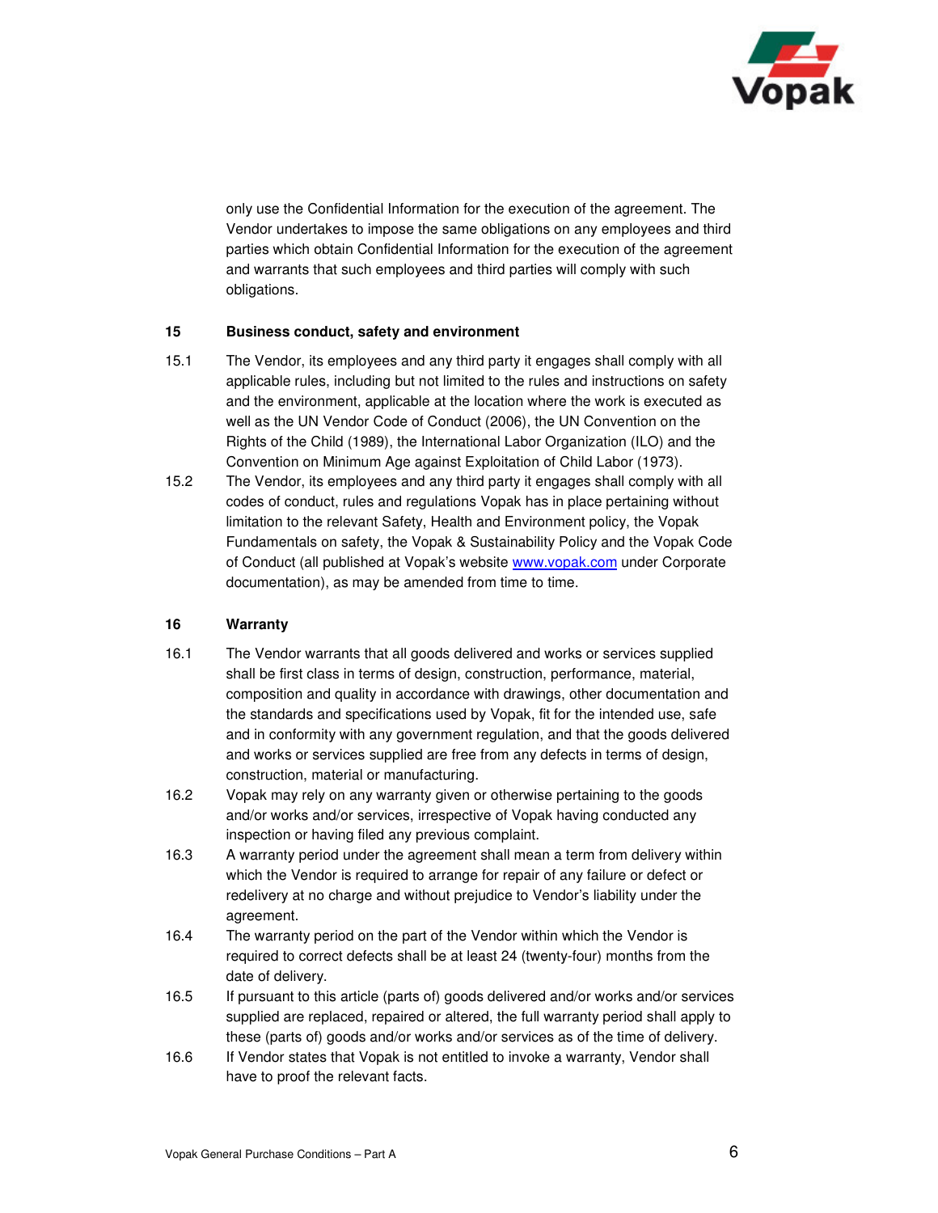only use the Confidential Information for the execution of the agreement. The Vendor undertakes to impose the same obligations on any employees and third parties which obtain Confidential Information for the execution of the agreement and warrants that such employees and third parties will comply with such obligations.

## 15 Business conduct, safety and environment

15.1 The Vendor, its employees and any third party it engages shall comply with all applicable rules, including but not limited to the rules and instructions on safety and the environment, applicable at the location where the work is executed as well as the UN Vendor Code of Conduct (2006), the UN Convention on the Rights of the Child (1989), the International Labor Organization (ILO) and the Convention on Minimum Age against Exploitation of Child Labor (1973).

15.2 The Vendor, its employees and any third party it engages shall comply with all codes of conduct, rules and regulations Vopak has in place pertaining without limitation to the relevant Safety, Health and Environment policy, the Vopak Fundamentals on safety, the Vopak & Sustainability Policy and the Vopak Code of Conduct (all published at Vopak's website [www.vopak.com](http://www.vopak.com) under Corporate documentation), as may be amended from time to time.

## 16 Warranty

16.1 The Vendor warrants that all goods delivered and works or services supplied shall be first class in terms of design, construction, performance, material, composition and quality in accordance with drawings, other documentation and the standards and specifications used by Vopak, fit for the intended use, safe and in conformity with any government regulation, and that the goods delivered and works or services supplied are free from any defects in terms of design, construction, material or manufacturing.

16.2 Vopak may rely on any warranty given or otherwise pertaining to the goods and/or works and/or services, irrespective of Vopak having conducted any inspection or having filed any previous complaint.

16.3 A warranty period under the agreement shall mean a term from delivery within which the Vendor is required to arrange for repair of any failure or defect or redelivery at no charge and without prejudice to Vendor's liability under the agreement.

16.4 The warranty period on the part of the Vendor within which the Vendor is required to correct defects shall be at least 24 (twenty-four) months from the date of delivery.

16.5 If pursuant to this article (parts of) goods delivered and/or works and/or services supplied are replaced, repaired or altered, the full warranty period shall apply to these (parts of) goods and/or works and/or services as of the time of delivery.

16.6 If Vendor states that Vopak is not entitled to invoke a warranty, Vendor shall have to proof the relevant facts.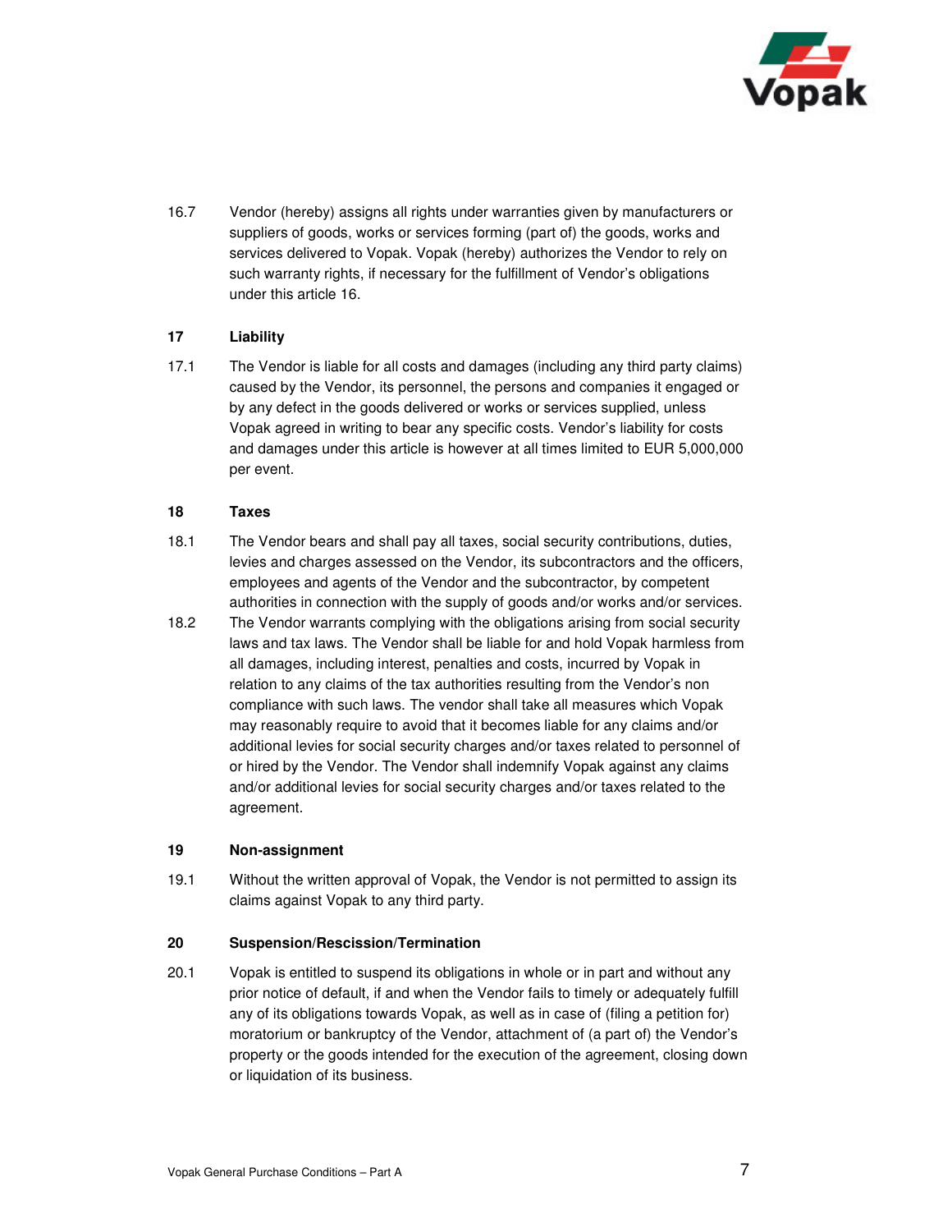16.7 Vendor (hereby) assigns all rights under warranties given by manufacturers or suppliers of goods, works or services forming (part of) the goods, works and services delivered to Vopak. Vopak (hereby) authorizes the Vendor to rely on such warranty rights, if necessary for the fulfillment of Vendor's obligations under this article 16.

## 17 Liability

17.1 The Vendor is liable for all costs and damages (including any third party claims) caused by the Vendor, its personnel, the persons and companies it engaged or by any defect in the goods delivered or works or services supplied, unless Vopak agreed in writing to bear any specific costs. Vendor's liability for costs and damages under this article is however at all times limited to EUR 5,000,000 per event.

## 18 Taxes

18.1 The Vendor bears and shall pay all taxes, social security contributions, duties, levies and charges assessed on the Vendor, its subcontractors and the officers, employees and agents of the Vendor and the subcontractor, by competent authorities in connection with the supply of goods and/or works and/or services.

18.2 The Vendor warrants complying with the obligations arising from social security laws and tax laws. The Vendor shall be liable for and hold Vopak harmless from all damages, including interest, penalties and costs, incurred by Vopak in relation to any claims of the tax authorities resulting from the Vendor's non compliance with such laws. The vendor shall take all measures which Vopak may reasonably require to avoid that it becomes liable for any claims and/or additional levies for social security charges and/or taxes related to personnel of or hired by the Vendor. The Vendor shall indemnify Vopak against any claims and/or additional levies for social security charges and/or taxes related to the agreement.

## 19 Non-assignment

19.1 Without the written approval of Vopak, the Vendor is not permitted to assign its claims against Vopak to any third party.

## 20 Suspension/Rescission/Termination

20.1 Vopak is entitled to suspend its obligations in whole or in part and without any prior notice of default, if and when the Vendor fails to timely or adequately fulfill any of its obligations towards Vopak, as well as in case of (filing a petition for) moratorium or bankruptcy of the Vendor, attachment of (a part of) the Vendor's property or the goods intended for the execution of the agreement, closing down or liquidation of its business.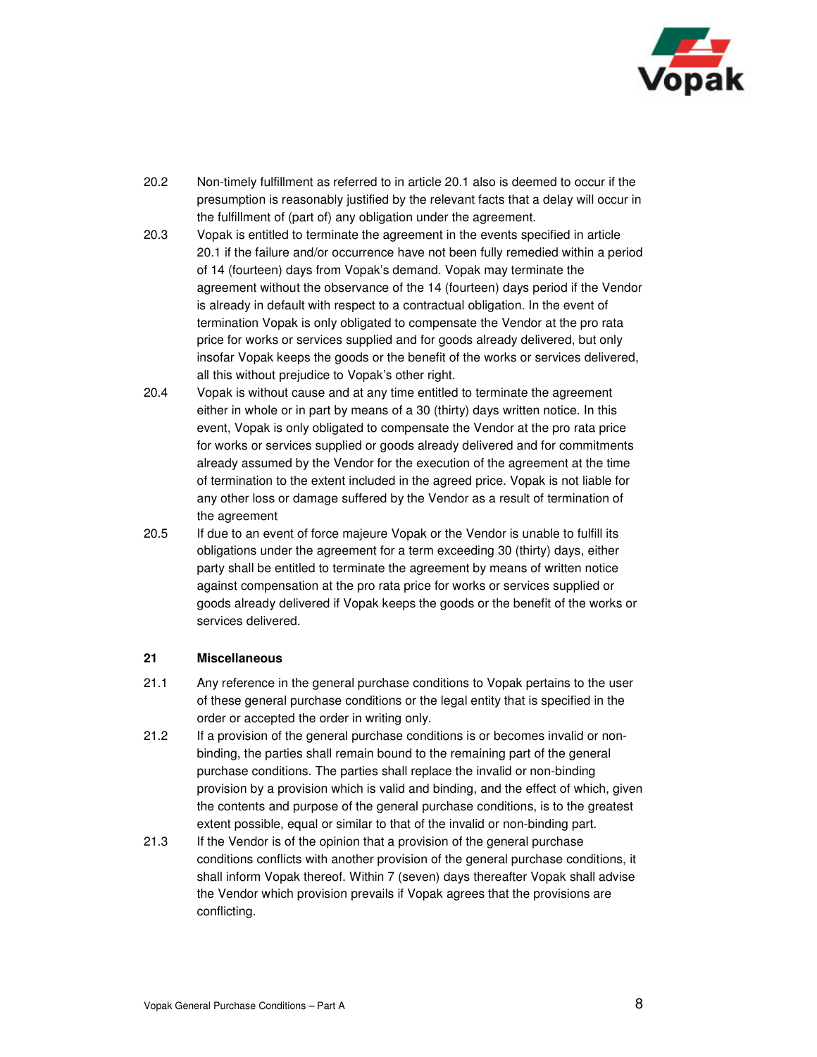20.2 Non-timely fulfillment as referred to in article 20.1 also is deemed to occur if the presumption is reasonably justified by the relevant facts that a delay will occur in the fulfillment of (part of) any obligation under the agreement.

20.3 Vopak is entitled to terminate the agreement in the events specified in article 20.1 if the failure and/or occurrence have not been fully remedied within a period of 14 (fourteen) days from Vopak's demand. Vopak may terminate the agreement without the observance of the 14 (fourteen) days period if the Vendor is already in default with respect to a contractual obligation. In the event of termination Vopak is only obligated to compensate the Vendor at the pro rata price for works or services supplied and for goods already delivered, but only insofar Vopak keeps the goods or the benefit of the works or services delivered, all this without prejudice to Vopak's other right.

20.4 Vopak is without cause and at any time entitled to terminate the agreement either in whole or in part by means of a 30 (thirty) days written notice. In this event, Vopak is only obligated to compensate the Vendor at the pro rata price for works or services supplied or goods already delivered and for commitments already assumed by the Vendor for the execution of the agreement at the time of termination to the extent included in the agreed price. Vopak is not liable for any other loss or damage suffered by the Vendor as a result of termination of the agreement

20.5 If due to an event of force majeure Vopak or the Vendor is unable to fulfill its obligations under the agreement for a term exceeding 30 (thirty) days, either party shall be entitled to terminate the agreement by means of written notice against compensation at the pro rata price for works or services supplied or goods already delivered if Vopak keeps the goods or the benefit of the works or services delivered.

## 21 Miscellaneous

21.1 Any reference in the general purchase conditions to Vopak pertains to the user of these general purchase conditions or the legal entity that is specified in the order or accepted the order in writing only.

21.2 If a provision of the general purchase conditions is or becomes invalid or non-binding, the parties shall remain bound to the remaining part of the general purchase conditions. The parties shall replace the invalid or non-binding provision by a provision which is valid and binding, and the effect of which, given the contents and purpose of the general purchase conditions, is to the greatest extent possible, equal or similar to that of the invalid or non-binding part.

21.3 If the Vendor is of the opinion that a provision of the general purchase conditions conflicts with another provision of the general purchase conditions, it shall inform Vopak thereof. Within 7 (seven) days thereafter Vopak shall advise the Vendor which provision prevails if Vopak agrees that the provisions are conflicting.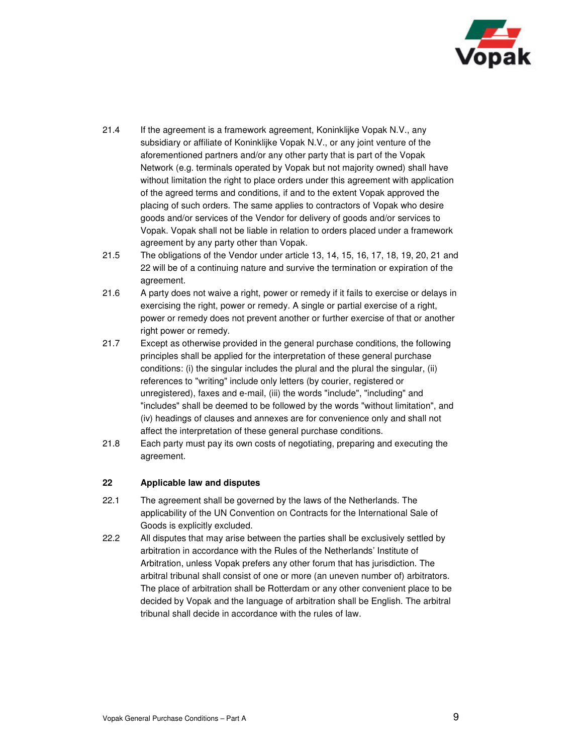21.4 If the agreement is a framework agreement, Koninklijke Vopak N.V., any subsidiary or affiliate of Koninklijke Vopak N.V., or any joint venture of the aforementioned partners and/or any other party that is part of the Vopak Network (e.g. terminals operated by Vopak but not majority owned) shall have without limitation the right to place orders under this agreement with application of the agreed terms and conditions, if and to the extent Vopak approved the placing of such orders. The same applies to contractors of Vopak who desire goods and/or services of the Vendor for delivery of goods and/or services to Vopak. Vopak shall not be liable in relation to orders placed under a framework agreement by any party other than Vopak.

21.5 The obligations of the Vendor under article 13, 14, 15, 16, 17, 18, 19, 20, 21 and 22 will be of a continuing nature and survive the termination or expiration of the agreement.

21.6 A party does not waive a right, power or remedy if it fails to exercise or delays in exercising the right, power or remedy. A single or partial exercise of a right, power or remedy does not prevent another or further exercise of that or another right power or remedy.

21.7 Except as otherwise provided in the general purchase conditions, the following principles shall be applied for the interpretation of these general purchase conditions: (i) the singular includes the plural and the plural the singular, (ii) references to "writing" include only letters (by courier, registered or unregistered), faxes and e-mail, (iii) the words "include", "including" and "includes" shall be deemed to be followed by the words "without limitation", and (iv) headings of clauses and annexes are for convenience only and shall not affect the interpretation of these general purchase conditions.

21.8 Each party must pay its own costs of negotiating, preparing and executing the agreement.

## 22 Applicable law and disputes

22.1 The agreement shall be governed by the laws of the Netherlands. The applicability of the UN Convention on Contracts for the International Sale of Goods is explicitly excluded.

22.2 All disputes that may arise between the parties shall be exclusively settled by arbitration in accordance with the Rules of the Netherlands' Institute of Arbitration, unless Vopak prefers any other forum that has jurisdiction. The arbitral tribunal shall consist of one or more (an uneven number of) arbitrators. The place of arbitration shall be Rotterdam or any other convenient place to be decided by Vopak and the language of arbitration shall be English. The arbitral tribunal shall decide in accordance with the rules of law.